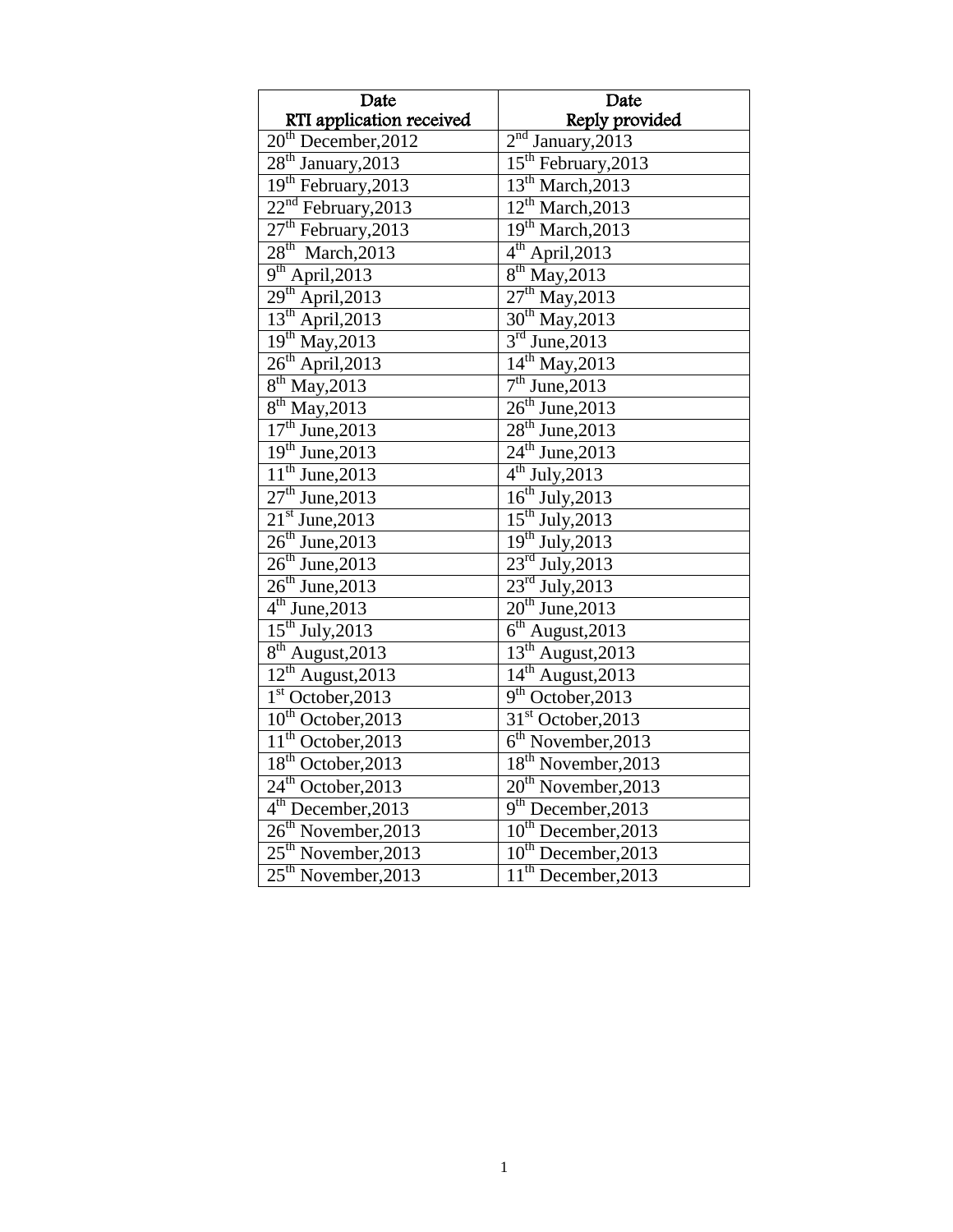| Date<br>RTI application received | Date<br>Reply provided |
|---|---|
| 20th December,2012 | 2nd January,2013 |
| 28th January,2013 | 15th February,2013 |
| 19th February,2013 | 13th March,2013 |
| 22nd February,2013 | 12th March,2013 |
| 27th February,2013 | 19th March,2013 |
| 28th March,2013 | 4th April,2013 |
| 9th April,2013 | 8th May,2013 |
| 29th April,2013 | 27th May,2013 |
| 13th April,2013 | 30th May,2013 |
| 19th May,2013 | 3rd June,2013 |
| 26th April,2013 | 14th May,2013 |
| 8th May,2013 | 7th June,2013 |
| 8th May,2013 | 26th June,2013 |
| 17th June,2013 | 28th June,2013 |
| 19th June,2013 | 24th June,2013 |
| 11th June,2013 | 4th July,2013 |
| 27th June,2013 | 16th July,2013 |
| 21st June,2013 | 15th July,2013 |
| 26th June,2013 | 19th July,2013 |
| 26th June,2013 | 23rd July,2013 |
| 26th June,2013 | 23rd July,2013 |
| 4th June,2013 | 20th June,2013 |
| 15th July,2013 | 6th August,2013 |
| 8th August,2013 | 13th August,2013 |
| 12th August,2013 | 14th August,2013 |
| 1st October,2013 | 9th October,2013 |
| 10th October,2013 | 31st October,2013 |
| 11th October,2013 | 6th November,2013 |
| 18th October,2013 | 18th November,2013 |
| 24th October,2013 | 20th November,2013 |
| 4th December,2013 | 9th December,2013 |
| 26th November,2013 | 10th December,2013 |
| 25th November,2013 | 10th December,2013 |
| 25th November,2013 | 11th December,2013 |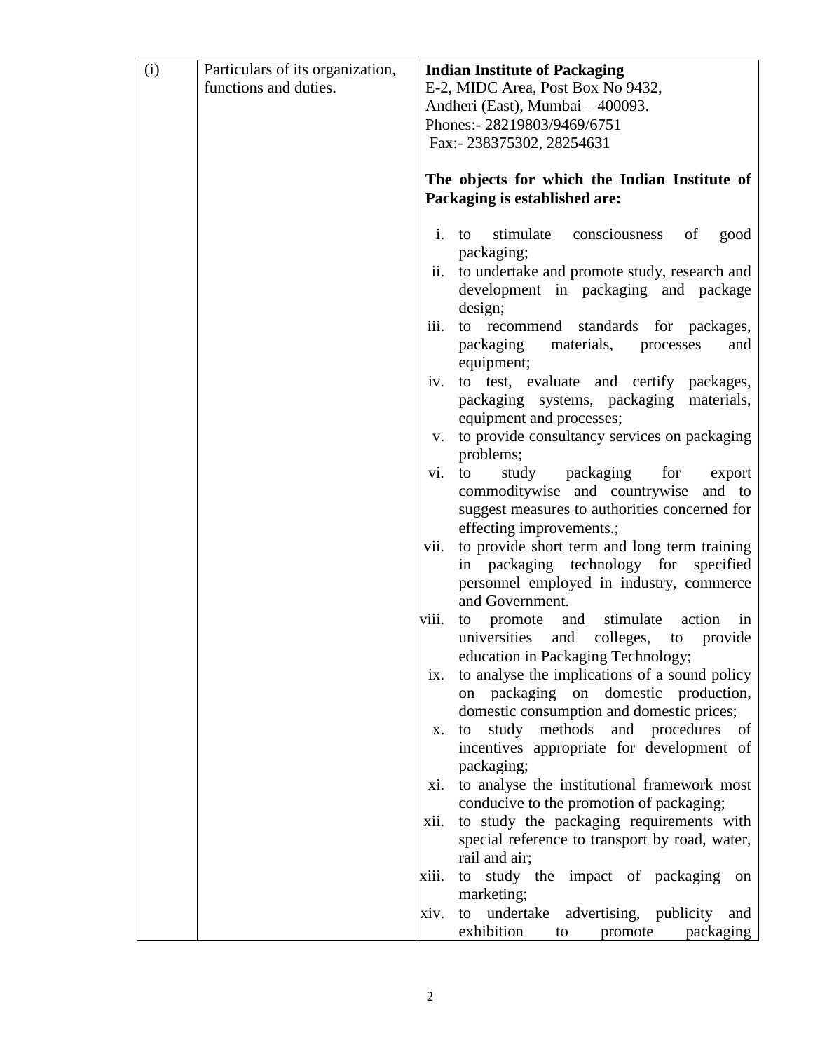| (i) | Particulars of its organization, functions and duties. | **Indian Institute of Packaging**<br>E-2, MIDC Area, Post Box No 9432,<br>Andheri (East), Mumbai – 400093.<br>Phones:- 28219803/9469/6751<br>Fax:- 238375302, 28254631<br><br>**The objects for which the Indian Institute of Packaging is established are:**<br><br>i. to stimulate consciousness of good packaging;<br>ii. to undertake and promote study, research and development in packaging and package design;<br>iii. to recommend standards for packages, packaging materials, processes and equipment;<br>iv. to test, evaluate and certify packages, packaging systems, packaging materials, equipment and processes;<br>v. to provide consultancy services on packaging problems;<br>vi. to study packaging for export commoditywise and countrywise and to suggest measures to authorities concerned for effecting improvements.;<br>vii. to provide short term and long term training in packaging technology for specified personnel employed in industry, commerce and Government.<br>viii. to promote and stimulate action in universities and colleges, to provide education in Packaging Technology;<br>ix. to analyse the implications of a sound policy on packaging on domestic production, domestic consumption and domestic prices;<br>x. to study methods and procedures of incentives appropriate for development of packaging;<br>xi. to analyse the institutional framework most conducive to the promotion of packaging;<br>xii. to study the packaging requirements with special reference to transport by road, water, rail and air;<br>xiii. to study the impact of packaging on marketing;<br>xiv. to undertake advertising, publicity and exhibition to promote packaging |
|---|---|---|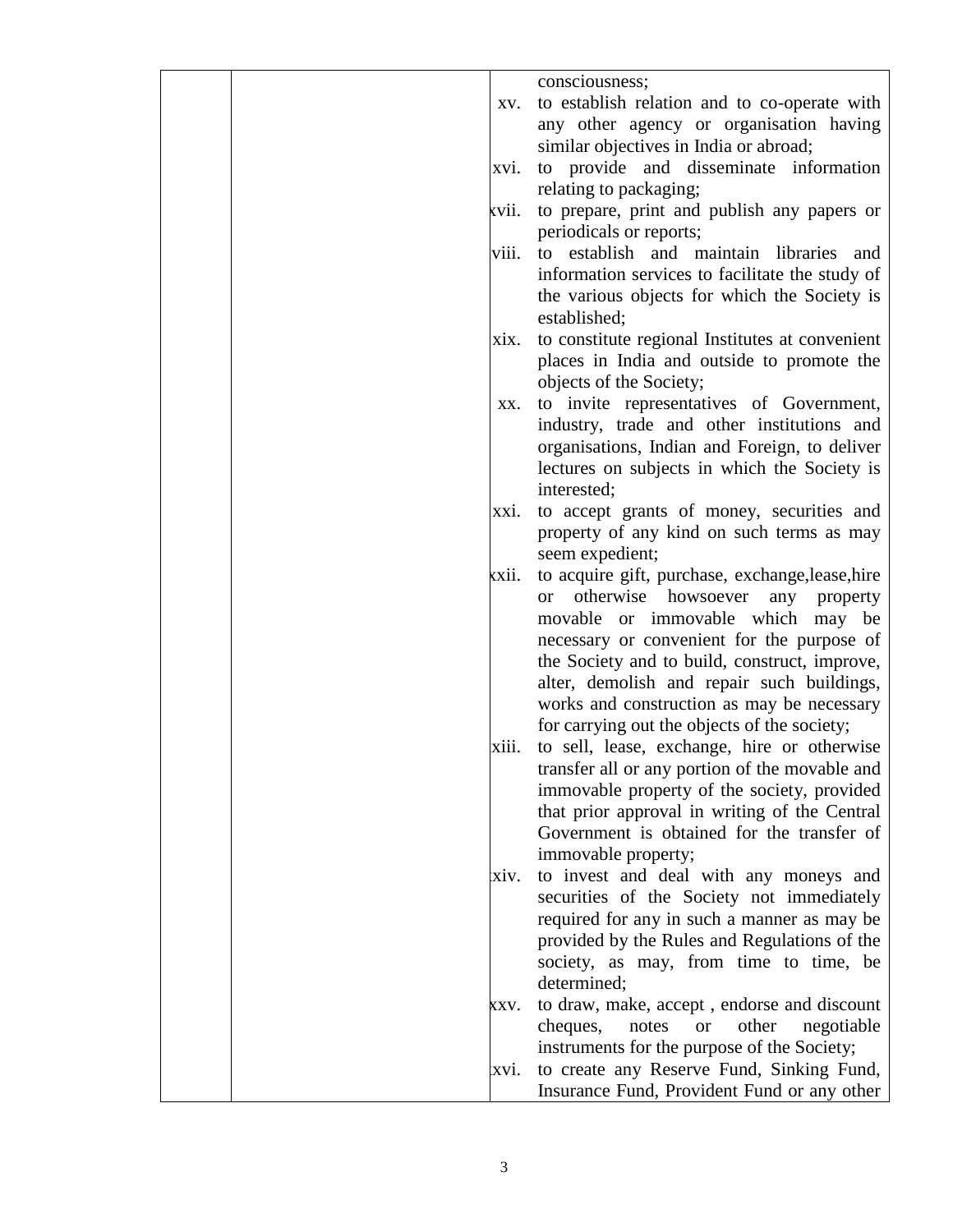| | | | |
|---|---|---|---|
| | | | consciousness; |
| | | xv. | to establish relation and to co-operate with any other agency or organisation having similar objectives in India or abroad; |
| | | xvi. | to provide and disseminate information relating to packaging; |
| | | xvii. | to prepare, print and publish any papers or periodicals or reports; |
| | | xviii. | to establish and maintain libraries and information services to facilitate the study of the various objects for which the Society is established; |
| | | xix. | to constitute regional Institutes at convenient places in India and outside to promote the objects of the Society; |
| | | xx. | to invite representatives of Government, industry, trade and other institutions and organisations, Indian and Foreign, to deliver lectures on subjects in which the Society is interested; |
| | | xxi. | to accept grants of money, securities and property of any kind on such terms as may seem expedient; |
| | | xxii. | to acquire gift, purchase, exchange,lease,hire or otherwise howsoever any property movable or immovable which may be necessary or convenient for the purpose of the Society and to build, construct, improve, alter, demolish and repair such buildings, works and construction as may be necessary for carrying out the objects of the society; |
| | | xxiii. | to sell, lease, exchange, hire or otherwise transfer all or any portion of the movable and immovable property of the society, provided that prior approval in writing of the Central Government is obtained for the transfer of immovable property; |
| | | xxiv. | to invest and deal with any moneys and securities of the Society not immediately required for any in such a manner as may be provided by the Rules and Regulations of the society, as may, from time to time, be determined; |
| | | xxv. | to draw, make, accept , endorse and discount cheques, notes or other negotiable instruments for the purpose of the Society; |
| | | xxvi. | to create any Reserve Fund, Sinking Fund, Insurance Fund, Provident Fund or any other |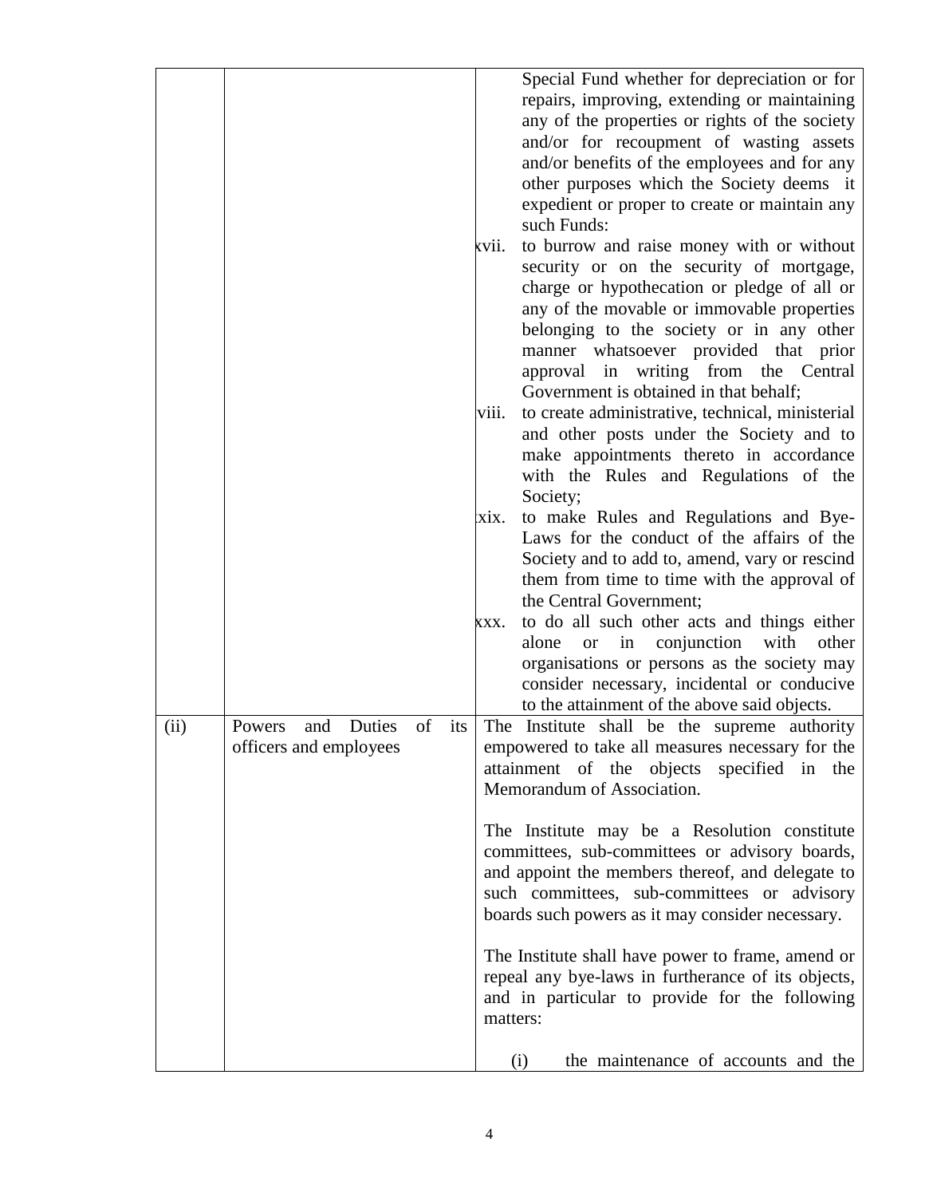|  |  |  |
|---|---|---|
|  |  | Special Fund whether for depreciation or for repairs, improving, extending or maintaining any of the properties or rights of the society and/or for recoupment of wasting assets and/or benefits of the employees and for any other purposes which the Society deems it expedient or proper to create or maintain any such Funds:<br>xvii. to burrow and raise money with or without security or on the security of mortgage, charge or hypothecation or pledge of all or any of the movable or immovable properties belonging to the society or in any other manner whatsoever provided that prior approval in writing from the Central Government is obtained in that behalf;<br>xviii. to create administrative, technical, ministerial and other posts under the Society and to make appointments thereto in accordance with the Rules and Regulations of the Society;<br>xix. to make Rules and Regulations and Bye-Laws for the conduct of the affairs of the Society and to add to, amend, vary or rescind them from time to time with the approval of the Central Government;<br>xxx. to do all such other acts and things either alone or in conjunction with other organisations or persons as the society may consider necessary, incidental or conducive to the attainment of the above said objects. |
| (ii) | Powers and Duties of its officers and employees | The Institute shall be the supreme authority empowered to take all measures necessary for the attainment of the objects specified in the Memorandum of Association.<br><br>The Institute may be a Resolution constitute committees, sub-committees or advisory boards, and appoint the members thereof, and delegate to such committees, sub-committees or advisory boards such powers as it may consider necessary.<br><br>The Institute shall have power to frame, amend or repeal any bye-laws in furtherance of its objects, and in particular to provide for the following matters:<br><br>(i) the maintenance of accounts and the |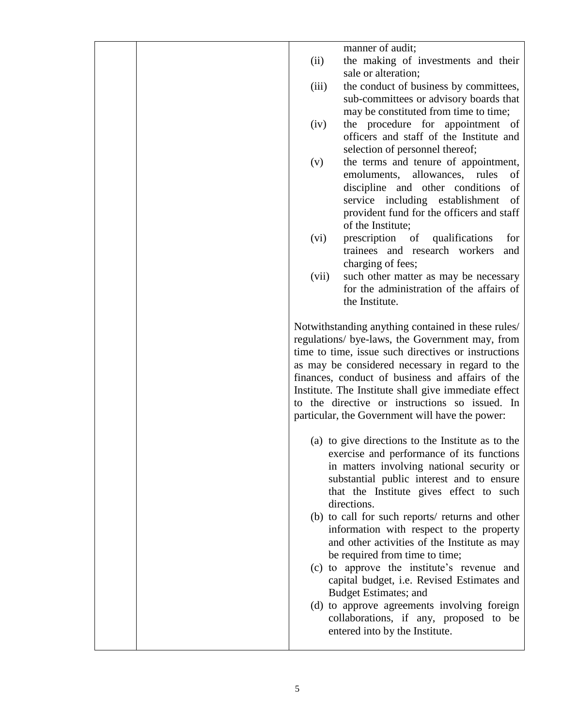| | | manner of audit;<br>(ii) the making of investments and their sale or alteration;<br>(iii) the conduct of business by committees, sub-committees or advisory boards that may be constituted from time to time;<br>(iv) the procedure for appointment of officers and staff of the Institute and selection of personnel thereof;<br>(v) the terms and tenure of appointment, emoluments, allowances, rules of discipline and other conditions of service including establishment of provident fund for the officers and staff of the Institute;<br>(vi) prescription of qualifications for trainees and research workers and charging of fees;<br>(vii) such other matter as may be necessary for the administration of the affairs of the Institute.<br><br>Notwithstanding anything contained in these rules/ regulations/ bye-laws, the Government may, from time to time, issue such directives or instructions as may be considered necessary in regard to the finances, conduct of business and affairs of the Institute. The Institute shall give immediate effect to the directive or instructions so issued. In particular, the Government will have the power:<br><br>(a) to give directions to the Institute as to the exercise and performance of its functions in matters involving national security or substantial public interest and to ensure that the Institute gives effect to such directions.<br>(b) to call for such reports/ returns and other information with respect to the property and other activities of the Institute as may be required from time to time;<br>(c) to approve the institute's revenue and capital budget, i.e. Revised Estimates and Budget Estimates; and<br>(d) to approve agreements involving foreign collaborations, if any, proposed to be entered into by the Institute. |
|---|---|---|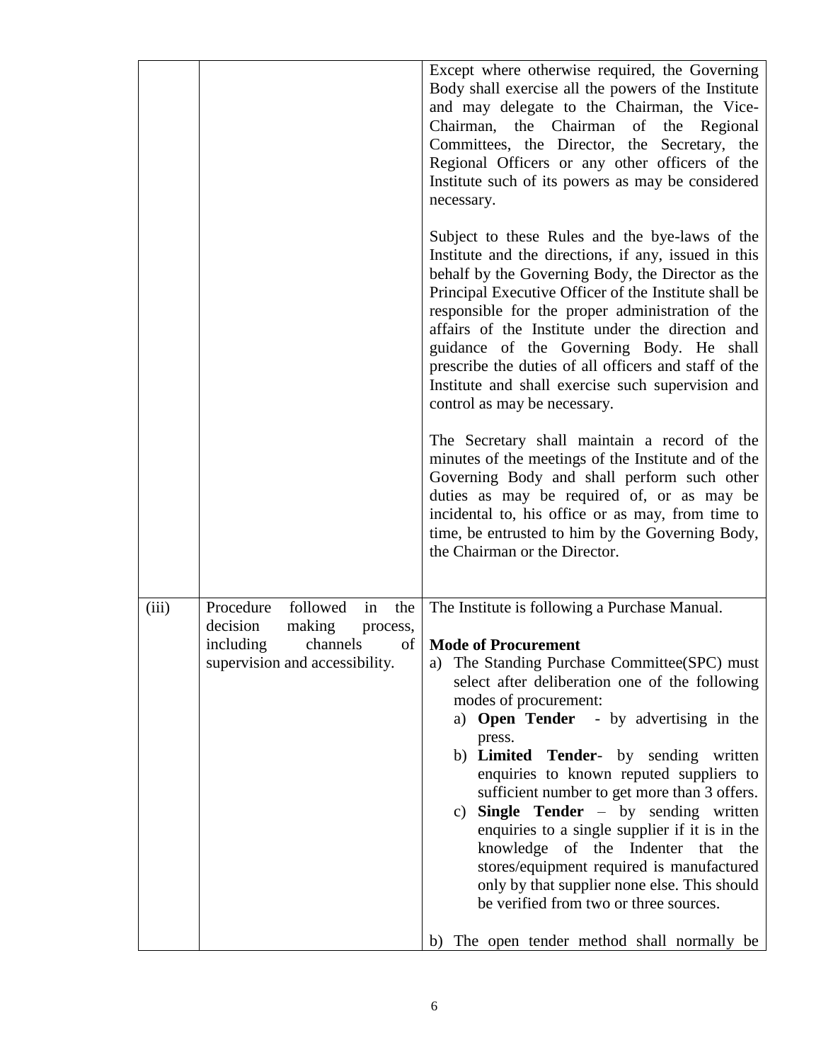| | | |
|---|---|---|
| | | Except where otherwise required, the Governing Body shall exercise all the powers of the Institute and may delegate to the Chairman, the Vice-Chairman, the Chairman of the Regional Committees, the Director, the Secretary, the Regional Officers or any other officers of the Institute such of its powers as may be considered necessary.<br><br>Subject to these Rules and the bye-laws of the Institute and the directions, if any, issued in this behalf by the Governing Body, the Director as the Principal Executive Officer of the Institute shall be responsible for the proper administration of the affairs of the Institute under the direction and guidance of the Governing Body. He shall prescribe the duties of all officers and staff of the Institute and shall exercise such supervision and control as may be necessary.<br><br>The Secretary shall maintain a record of the minutes of the meetings of the Institute and of the Governing Body and shall perform such other duties as may be required of, or as may be incidental to, his office or as may, from time to time, be entrusted to him by the Governing Body, the Chairman or the Director. |
| (iii) | Procedure followed in the decision making process, including channels of supervision and accessibility. | The Institute is following a Purchase Manual.<br><br>**Mode of Procurement**<br>a) The Standing Purchase Committee(SPC) must select after deliberation one of the following modes of procurement:<br>a) **Open Tender** - by advertising in the press.<br>b) **Limited Tender**- by sending written enquiries to known reputed suppliers to sufficient number to get more than 3 offers.<br>c) **Single Tender** – by sending written enquiries to a single supplier if it is in the knowledge of the Indenter that the stores/equipment required is manufactured only by that supplier none else. This should be verified from two or three sources.<br><br>b) The open tender method shall normally be |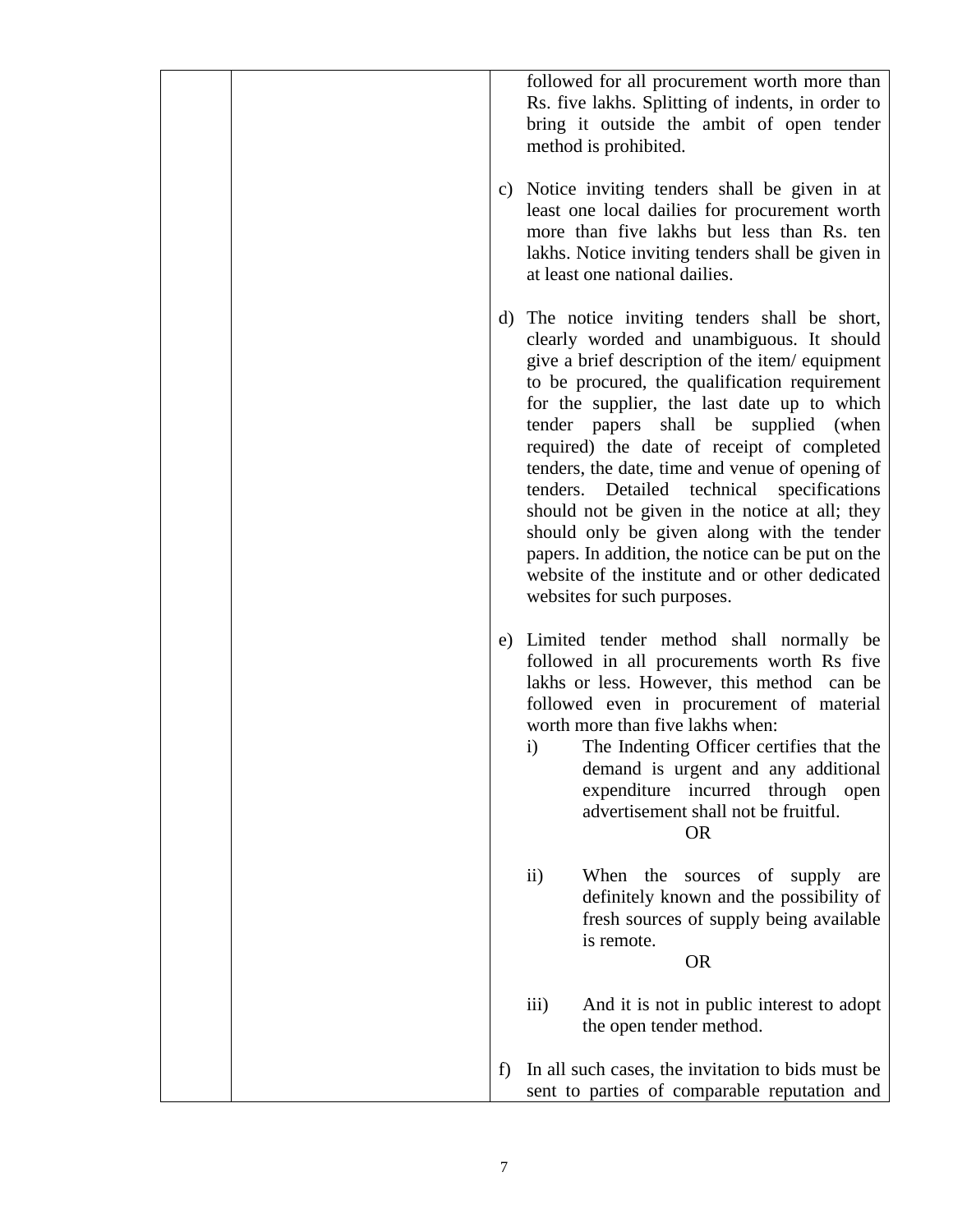| | | followed for all procurement worth more than Rs. five lakhs. Splitting of indents, in order to bring it outside the ambit of open tender method is prohibited.<br><br>c) Notice inviting tenders shall be given in at least one local dailies for procurement worth more than five lakhs but less than Rs. ten lakhs. Notice inviting tenders shall be given in at least one national dailies.<br><br>d) The notice inviting tenders shall be short, clearly worded and unambiguous. It should give a brief description of the item/ equipment to be procured, the qualification requirement for the supplier, the last date up to which tender papers shall be supplied (when required) the date of receipt of completed tenders, the date, time and venue of opening of tenders. Detailed technical specifications should not be given in the notice at all; they should only be given along with the tender papers. In addition, the notice can be put on the website of the institute and or other dedicated websites for such purposes.<br><br>e) Limited tender method shall normally be followed in all procurements worth Rs five lakhs or less. However, this method can be followed even in procurement of material worth more than five lakhs when:<br>i) The Indenting Officer certifies that the demand is urgent and any additional expenditure incurred through open advertisement shall not be fruitful.<br>OR<br><br>ii) When the sources of supply are definitely known and the possibility of fresh sources of supply being available is remote.<br>OR<br><br>iii) And it is not in public interest to adopt the open tender method.<br><br>f) In all such cases, the invitation to bids must be sent to parties of comparable reputation and |
|---|---|---|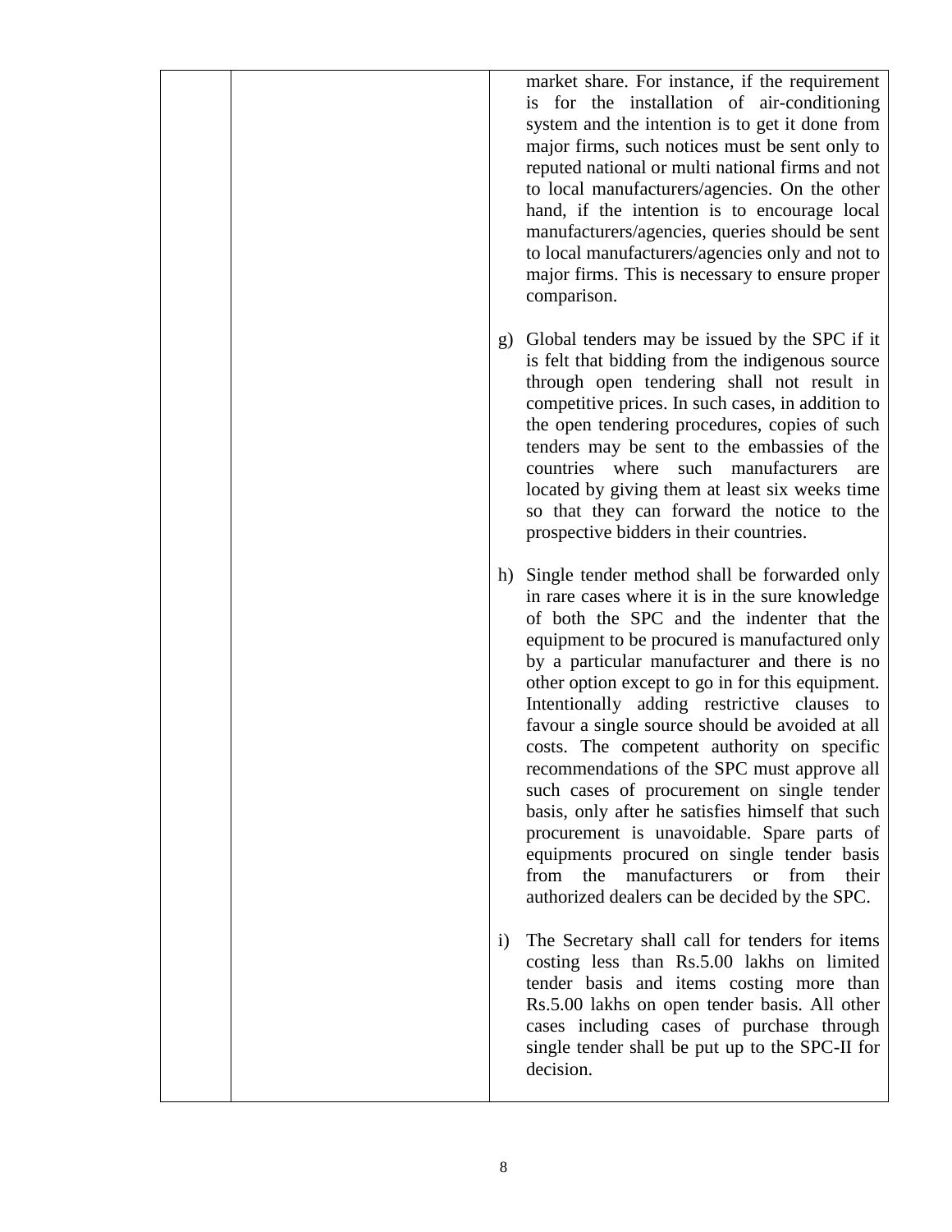| | | market share. For instance, if the requirement is for the installation of air-conditioning system and the intention is to get it done from major firms, such notices must be sent only to reputed national or multi national firms and not to local manufacturers/agencies. On the other hand, if the intention is to encourage local manufacturers/agencies, queries should be sent to local manufacturers/agencies only and not to major firms. This is necessary to ensure proper comparison.<br><br>g) Global tenders may be issued by the SPC if it is felt that bidding from the indigenous source through open tendering shall not result in competitive prices. In such cases, in addition to the open tendering procedures, copies of such tenders may be sent to the embassies of the countries where such manufacturers are located by giving them at least six weeks time so that they can forward the notice to the prospective bidders in their countries.<br><br>h) Single tender method shall be forwarded only in rare cases where it is in the sure knowledge of both the SPC and the indenter that the equipment to be procured is manufactured only by a particular manufacturer and there is no other option except to go in for this equipment. Intentionally adding restrictive clauses to favour a single source should be avoided at all costs. The competent authority on specific recommendations of the SPC must approve all such cases of procurement on single tender basis, only after he satisfies himself that such procurement is unavoidable. Spare parts of equipments procured on single tender basis from the manufacturers or from their authorized dealers can be decided by the SPC.<br><br>i) The Secretary shall call for tenders for items costing less than Rs.5.00 lakhs on limited tender basis and items costing more than Rs.5.00 lakhs on open tender basis. All other cases including cases of purchase through single tender shall be put up to the SPC-II for decision. |
|---|---|---|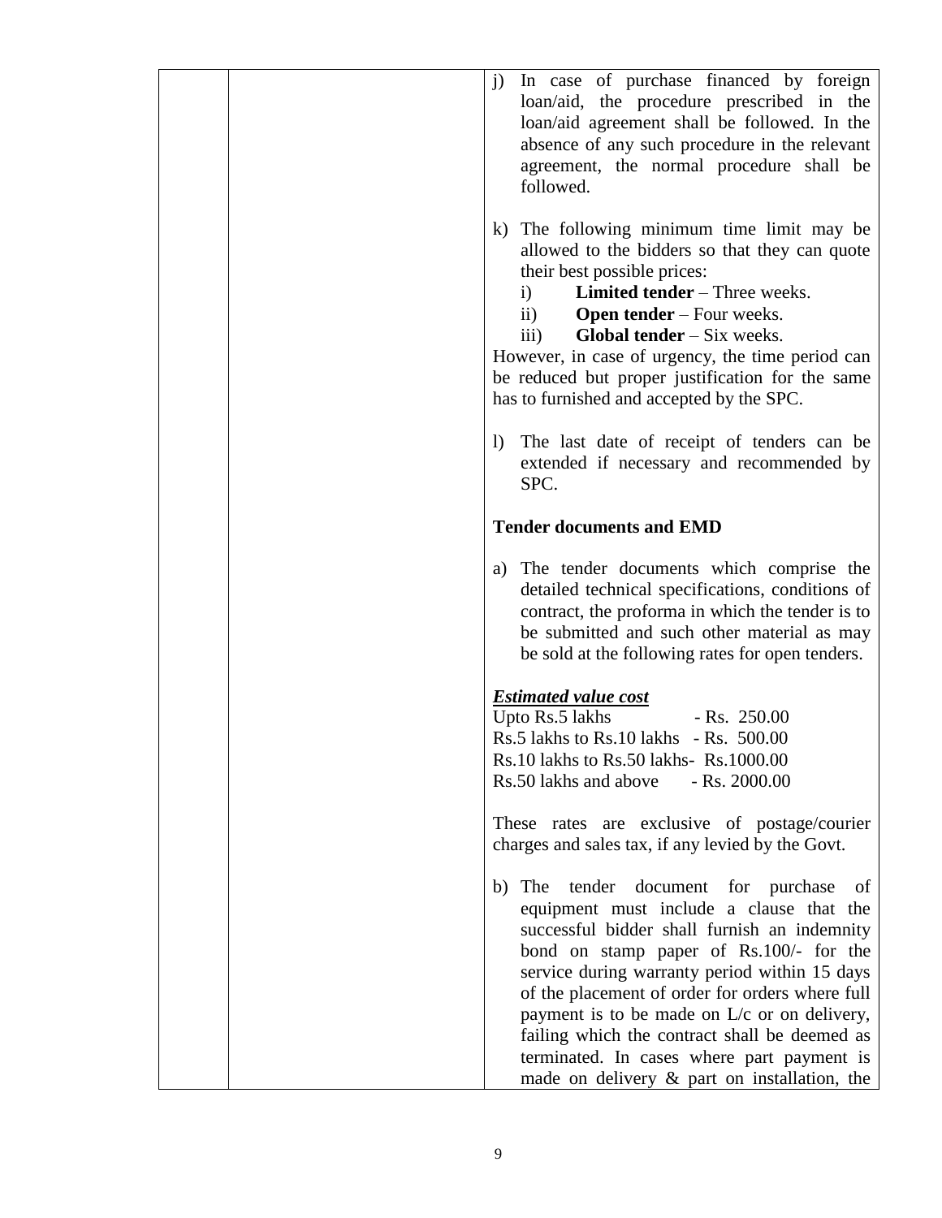j) In case of purchase financed by foreign loan/aid, the procedure prescribed in the loan/aid agreement shall be followed. In the absence of any such procedure in the relevant agreement, the normal procedure shall be followed.

k) The following minimum time limit may be allowed to the bidders so that they can quote their best possible prices:
   i) **Limited tender** – Three weeks.
   ii) **Open tender** – Four weeks.
   iii) **Global tender** – Six weeks.

However, in case of urgency, the time period can be reduced but proper justification for the same has to furnished and accepted by the SPC.

l) The last date of receipt of tenders can be extended if necessary and recommended by SPC.

**Tender documents and EMD**

a) The tender documents which comprise the detailed technical specifications, conditions of contract, the proforma in which the tender is to be submitted and such other material as may be sold at the following rates for open tenders.

***Estimated value cost***

Upto Rs.5 lakhs - Rs. 250.00
Rs.5 lakhs to Rs.10 lakhs - Rs. 500.00
Rs.10 lakhs to Rs.50 lakhs- Rs.1000.00
Rs.50 lakhs and above - Rs. 2000.00

These rates are exclusive of postage/courier charges and sales tax, if any levied by the Govt.

b) The tender document for purchase of equipment must include a clause that the successful bidder shall furnish an indemnity bond on stamp paper of Rs.100/- for the service during warranty period within 15 days of the placement of order for orders where full payment is to be made on L/c or on delivery, failing which the contract shall be deemed as terminated. In cases where part payment is made on delivery & part on installation, the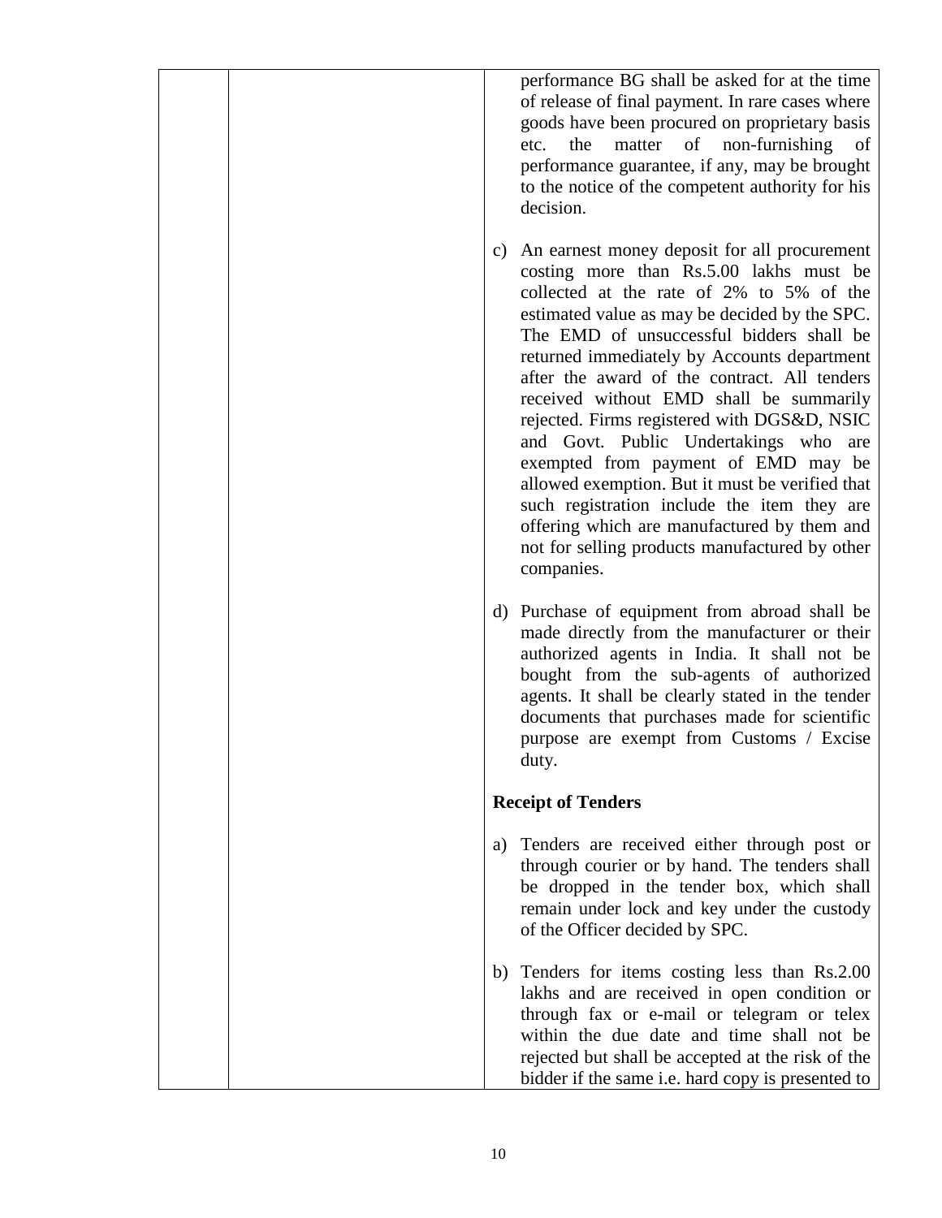| | | performance BG shall be asked for at the time of release of final payment. In rare cases where goods have been procured on proprietary basis etc. the matter of non-furnishing of performance guarantee, if any, may be brought to the notice of the competent authority for his decision.<br><br>c) An earnest money deposit for all procurement costing more than Rs.5.00 lakhs must be collected at the rate of 2% to 5% of the estimated value as may be decided by the SPC. The EMD of unsuccessful bidders shall be returned immediately by Accounts department after the award of the contract. All tenders received without EMD shall be summarily rejected. Firms registered with DGS&D, NSIC and Govt. Public Undertakings who are exempted from payment of EMD may be allowed exemption. But it must be verified that such registration include the item they are offering which are manufactured by them and not for selling products manufactured by other companies.<br><br>d) Purchase of equipment from abroad shall be made directly from the manufacturer or their authorized agents in India. It shall not be bought from the sub-agents of authorized agents. It shall be clearly stated in the tender documents that purchases made for scientific purpose are exempt from Customs / Excise duty.<br><br>**Receipt of Tenders**<br><br>a) Tenders are received either through post or through courier or by hand. The tenders shall be dropped in the tender box, which shall remain under lock and key under the custody of the Officer decided by SPC.<br><br>b) Tenders for items costing less than Rs.2.00 lakhs and are received in open condition or through fax or e-mail or telegram or telex within the due date and time shall not be rejected but shall be accepted at the risk of the bidder if the same i.e. hard copy is presented to |
|---|---|---|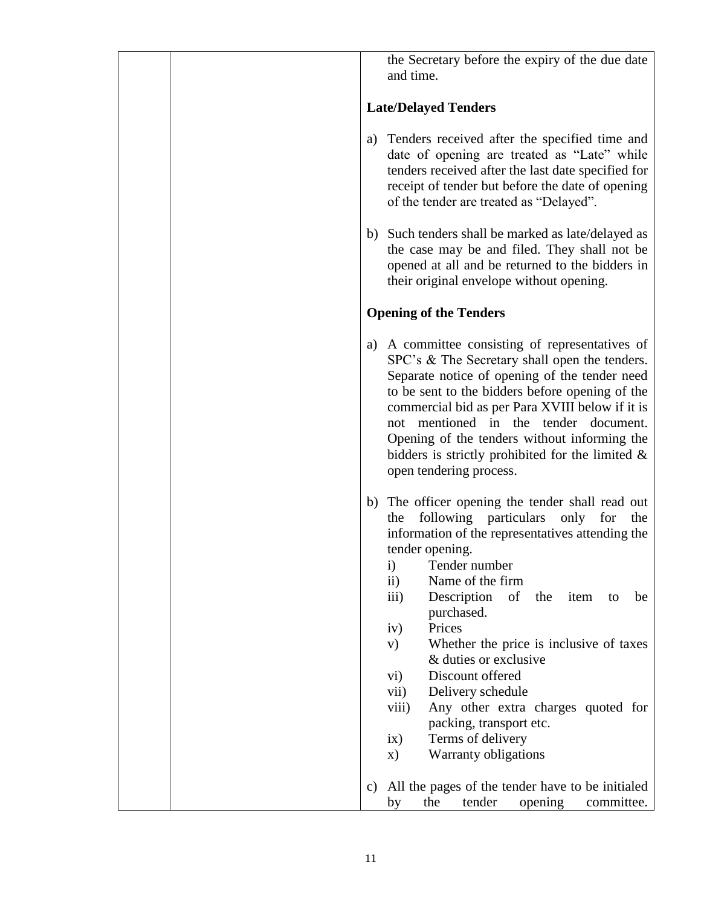| | | the Secretary before the expiry of the due date and time.<br><br>**Late/Delayed Tenders**<br><br>a) Tenders received after the specified time and date of opening are treated as "Late" while tenders received after the last date specified for receipt of tender but before the date of opening of the tender are treated as "Delayed".<br><br>b) Such tenders shall be marked as late/delayed as the case may be and filed. They shall not be opened at all and be returned to the bidders in their original envelope without opening.<br><br>**Opening of the Tenders**<br><br>a) A committee consisting of representatives of SPC's & The Secretary shall open the tenders. Separate notice of opening of the tender need to be sent to the bidders before opening of the commercial bid as per Para XVIII below if it is not mentioned in the tender document. Opening of the tenders without informing the bidders is strictly prohibited for the limited & open tendering process.<br><br>b) The officer opening the tender shall read out the following particulars only for the information of the representatives attending the tender opening.<br>i) Tender number<br>ii) Name of the firm<br>iii) Description of the item to be purchased.<br>iv) Prices<br>v) Whether the price is inclusive of taxes & duties or exclusive<br>vi) Discount offered<br>vii) Delivery schedule<br>viii) Any other extra charges quoted for packing, transport etc.<br>ix) Terms of delivery<br>x) Warranty obligations<br><br>c) All the pages of the tender have to be initialed by the tender opening committee. |
|---|---|---|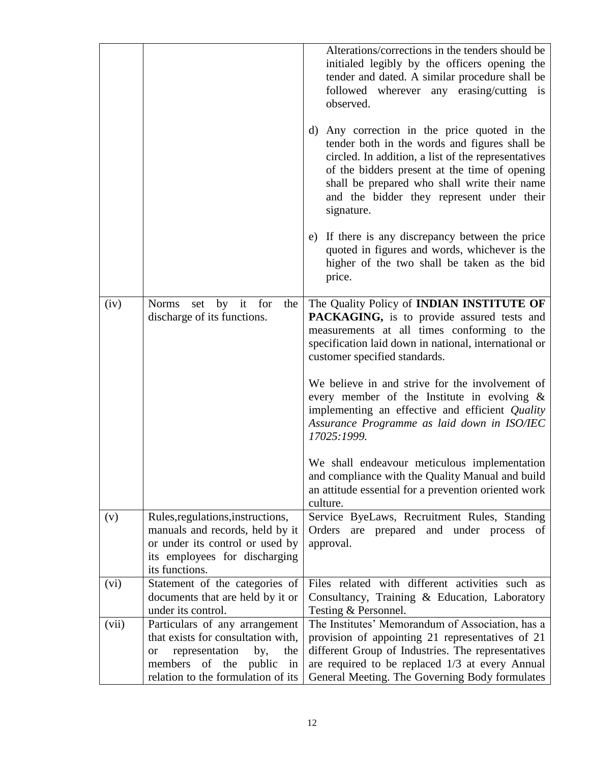| | | |
|---|---|---|
| | | Alterations/corrections in the tenders should be initialed legibly by the officers opening the tender and dated. A similar procedure shall be followed wherever any erasing/cutting is observed.<br><br>d) Any correction in the price quoted in the tender both in the words and figures shall be circled. In addition, a list of the representatives of the bidders present at the time of opening shall be prepared who shall write their name and the bidder they represent under their signature.<br><br>e) If there is any discrepancy between the price quoted in figures and words, whichever is the higher of the two shall be taken as the bid price. |
| (iv) | Norms set by it for the discharge of its functions. | The Quality Policy of **INDIAN INSTITUTE OF PACKAGING,** is to provide assured tests and measurements at all times conforming to the specification laid down in national, international or customer specified standards.<br><br>We believe in and strive for the involvement of every member of the Institute in evolving & implementing an effective and efficient *Quality Assurance Programme as laid down in ISO/IEC 17025:1999.*<br><br>We shall endeavour meticulous implementation and compliance with the Quality Manual and build an attitude essential for a prevention oriented work culture. |
| (v) | Rules,regulations,instructions, manuals and records, held by it or under its control or used by its employees for discharging its functions. | Service ByeLaws, Recruitment Rules, Standing Orders are prepared and under process of approval. |
| (vi) | Statement of the categories of documents that are held by it or under its control. | Files related with different activities such as Consultancy, Training & Education, Laboratory Testing & Personnel. |
| (vii) | Particulars of any arrangement that exists for consultation with, or representation by, the members of the public in relation to the formulation of its | The Institutes' Memorandum of Association, has a provision of appointing 21 representatives of 21 different Group of Industries. The representatives are required to be replaced 1/3 at every Annual General Meeting. The Governing Body formulates |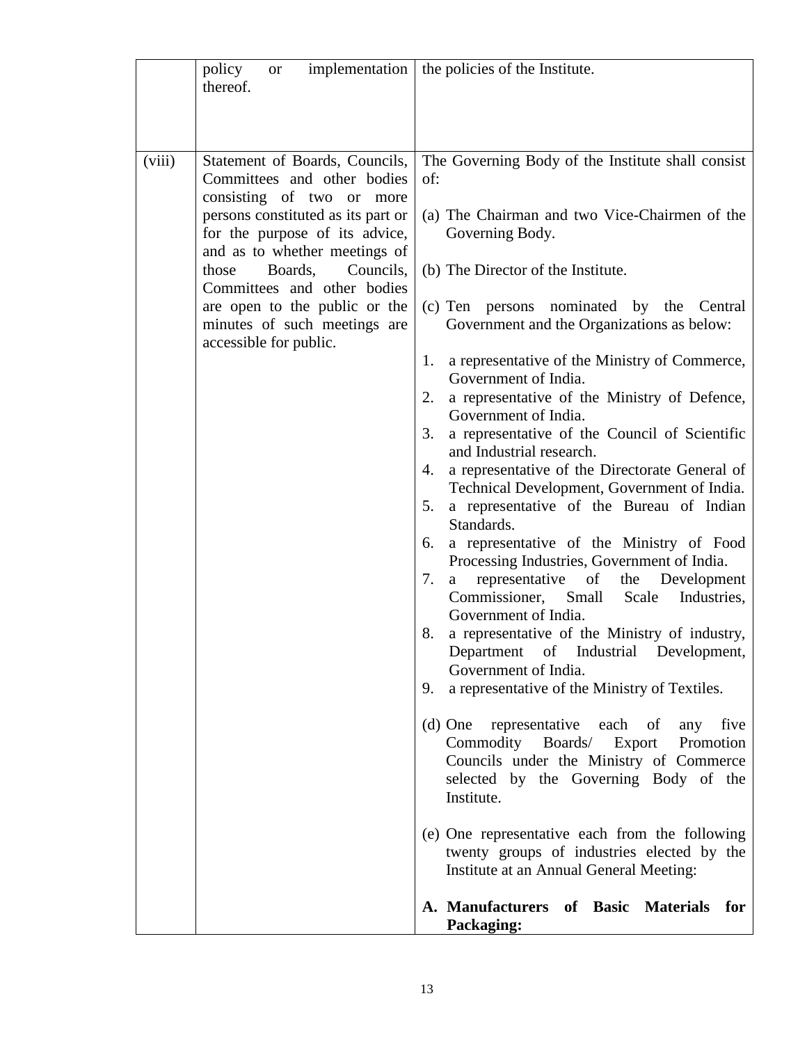| | | |
|---|---|---|
| | policy or implementation thereof. | the policies of the Institute. |
| (viii) | Statement of Boards, Councils, Committees and other bodies consisting of two or more persons constituted as its part or for the purpose of its advice, and as to whether meetings of those Boards, Councils, Committees and other bodies are open to the public or the minutes of such meetings are accessible for public. | The Governing Body of the Institute shall consist of:<br><br>(a) The Chairman and two Vice-Chairmen of the Governing Body.<br><br>(b) The Director of the Institute.<br><br>(c) Ten persons nominated by the Central Government and the Organizations as below:<br><br>1. a representative of the Ministry of Commerce, Government of India.<br>2. a representative of the Ministry of Defence, Government of India.<br>3. a representative of the Council of Scientific and Industrial research.<br>4. a representative of the Directorate General of Technical Development, Government of India.<br>5. a representative of the Bureau of Indian Standards.<br>6. a representative of the Ministry of Food Processing Industries, Government of India.<br>7. a representative of the Development Commissioner, Small Scale Industries, Government of India.<br>8. a representative of the Ministry of industry, Department of Industrial Development, Government of India.<br>9. a representative of the Ministry of Textiles.<br><br>(d) One representative each of any five Commodity Boards/ Export Promotion Councils under the Ministry of Commerce selected by the Governing Body of the Institute.<br><br>(e) One representative each from the following twenty groups of industries elected by the Institute at an Annual General Meeting:<br><br>**A. Manufacturers of Basic Materials for Packaging:** |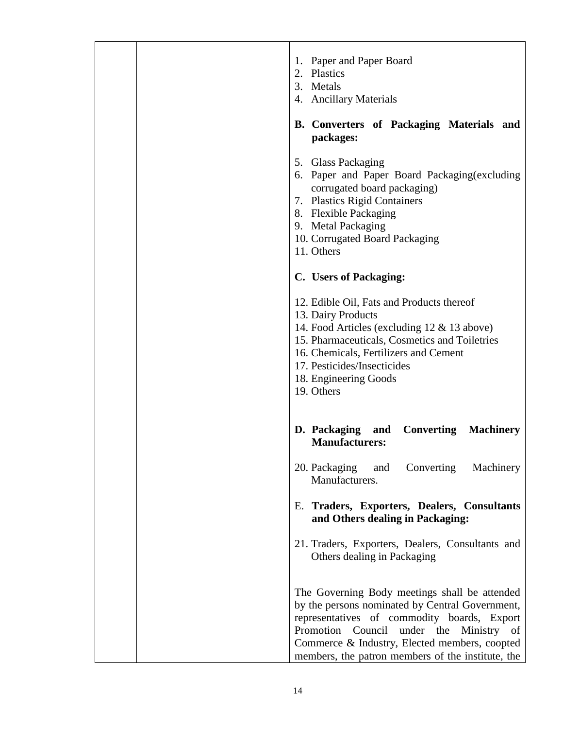| | | 1. Paper and Paper Board<br>2. Plastics<br>3. Metals<br>4. Ancillary Materials<br><br>**B. Converters of Packaging Materials and packages:**<br><br>5. Glass Packaging<br>6. Paper and Paper Board Packaging(excluding corrugated board packaging)<br>7. Plastics Rigid Containers<br>8. Flexible Packaging<br>9. Metal Packaging<br>10. Corrugated Board Packaging<br>11. Others<br><br>**C. Users of Packaging:**<br><br>12. Edible Oil, Fats and Products thereof<br>13. Dairy Products<br>14. Food Articles (excluding 12 & 13 above)<br>15. Pharmaceuticals, Cosmetics and Toiletries<br>16. Chemicals, Fertilizers and Cement<br>17. Pesticides/Insecticides<br>18. Engineering Goods<br>19. Others<br><br>**D. Packaging and Converting Machinery Manufacturers:**<br><br>20. Packaging and Converting Machinery Manufacturers.<br><br>E. **Traders, Exporters, Dealers, Consultants and Others dealing in Packaging:**<br><br>21. Traders, Exporters, Dealers, Consultants and Others dealing in Packaging<br><br>The Governing Body meetings shall be attended by the persons nominated by Central Government, representatives of commodity boards, Export Promotion Council under the Ministry of Commerce & Industry, Elected members, coopted members, the patron members of the institute, the |
|---|---|---|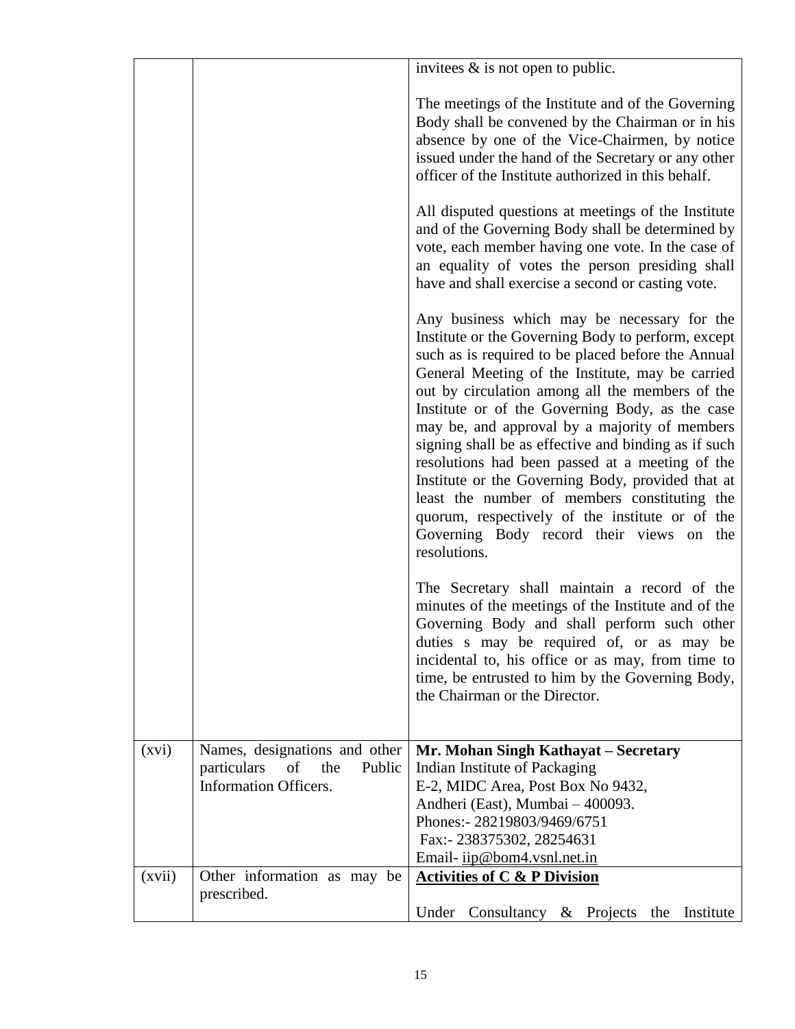| | | |
|---|---|---|
| | | invitees & is not open to public.<br><br>The meetings of the Institute and of the Governing Body shall be convened by the Chairman or in his absence by one of the Vice-Chairmen, by notice issued under the hand of the Secretary or any other officer of the Institute authorized in this behalf.<br><br>All disputed questions at meetings of the Institute and of the Governing Body shall be determined by vote, each member having one vote. In the case of an equality of votes the person presiding shall have and shall exercise a second or casting vote.<br><br>Any business which may be necessary for the Institute or the Governing Body to perform, except such as is required to be placed before the Annual General Meeting of the Institute, may be carried out by circulation among all the members of the Institute or of the Governing Body, as the case may be, and approval by a majority of members signing shall be as effective and binding as if such resolutions had been passed at a meeting of the Institute or the Governing Body, provided that at least the number of members constituting the quorum, respectively of the institute or of the Governing Body record their views on the resolutions.<br><br>The Secretary shall maintain a record of the minutes of the meetings of the Institute and of the Governing Body and shall perform such other duties s may be required of, or as may be incidental to, his office or as may, from time to time, be entrusted to him by the Governing Body, the Chairman or the Director. |
| (xvi) | Names, designations and other particulars of the Public Information Officers. | **Mr. Mohan Singh Kathayat – Secretary**<br>Indian Institute of Packaging<br>E-2, MIDC Area, Post Box No 9432,<br>Andheri (East), Mumbai – 400093.<br>Phones:- 28219803/9469/6751<br>Fax:- 238375302, 28254631<br>Email- iip@bom4.vsnl.net.in |
| (xvii) | Other information as may be prescribed. | **Activities of C & P Division**<br><br>Under Consultancy & Projects the Institute |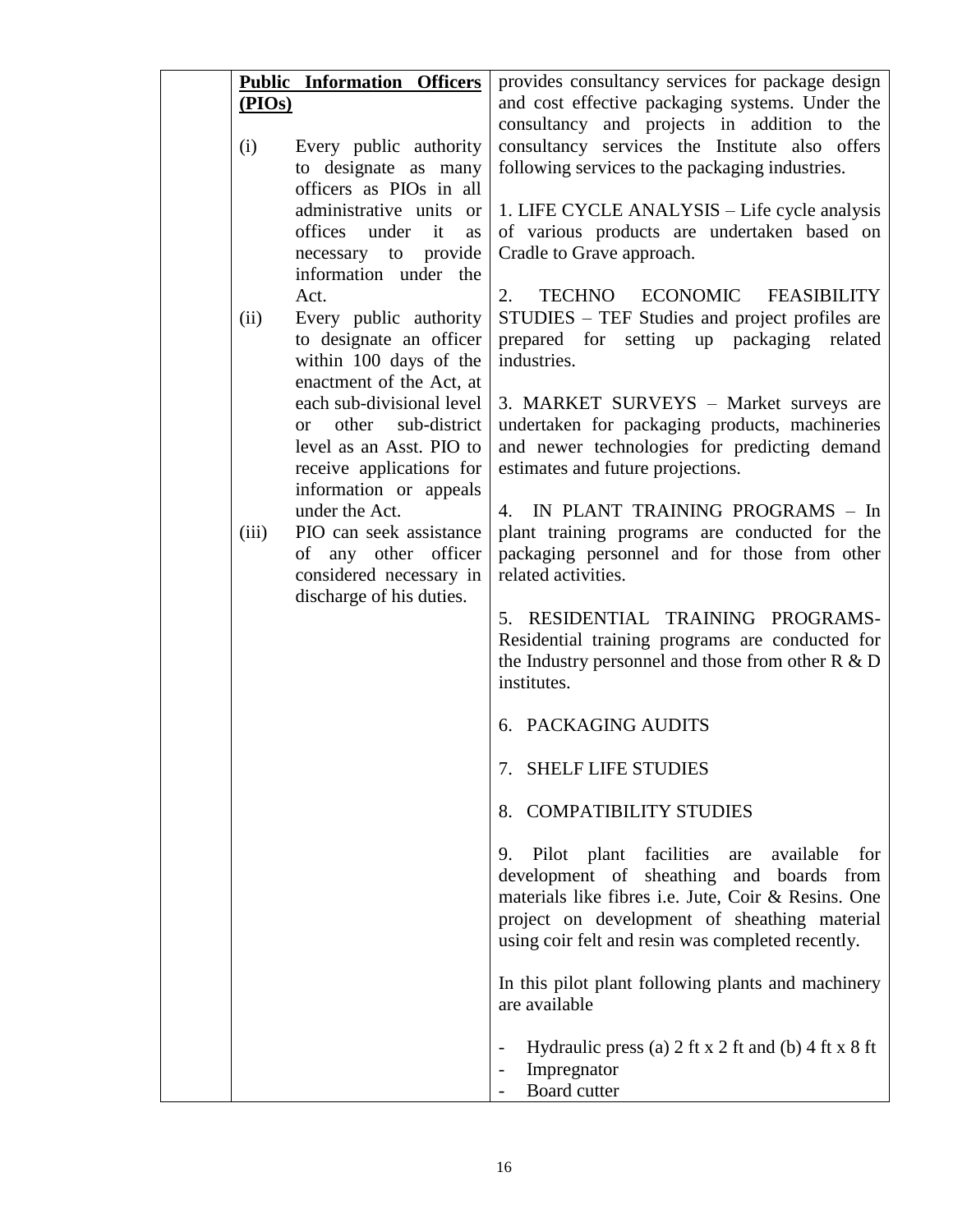| | Public Information Officers (PIOs)<br><br>(i) Every public authority to designate as many officers as PIOs in all administrative units or offices under it as necessary to provide information under the Act.<br>(ii) Every public authority to designate an officer within 100 days of the enactment of the Act, at each sub-divisional level or other sub-district level as an Asst. PIO to receive applications for information or appeals under the Act.<br>(iii) PIO can seek assistance of any other officer considered necessary in discharge of his duties. | provides consultancy services for package design and cost effective packaging systems. Under the consultancy and projects in addition to the consultancy services the Institute also offers following services to the packaging industries.<br><br>1. LIFE CYCLE ANALYSIS – Life cycle analysis of various products are undertaken based on Cradle to Grave approach.<br><br>2. TECHNO ECONOMIC FEASIBILITY STUDIES – TEF Studies and project profiles are prepared for setting up packaging related industries.<br><br>3. MARKET SURVEYS – Market surveys are undertaken for packaging products, machineries and newer technologies for predicting demand estimates and future projections.<br><br>4. IN PLANT TRAINING PROGRAMS – In plant training programs are conducted for the packaging personnel and for those from other related activities.<br><br>5. RESIDENTIAL TRAINING PROGRAMS- Residential training programs are conducted for the Industry personnel and those from other R & D institutes.<br><br>6. PACKAGING AUDITS<br><br>7. SHELF LIFE STUDIES<br><br>8. COMPATIBILITY STUDIES<br><br>9. Pilot plant facilities are available for development of sheathing and boards from materials like fibres i.e. Jute, Coir & Resins. One project on development of sheathing material using coir felt and resin was completed recently.<br><br>In this pilot plant following plants and machinery are available<br><br>- Hydraulic press (a) 2 ft x 2 ft and (b) 4 ft x 8 ft<br>- Impregnator<br>- Board cutter |
|---|---|---|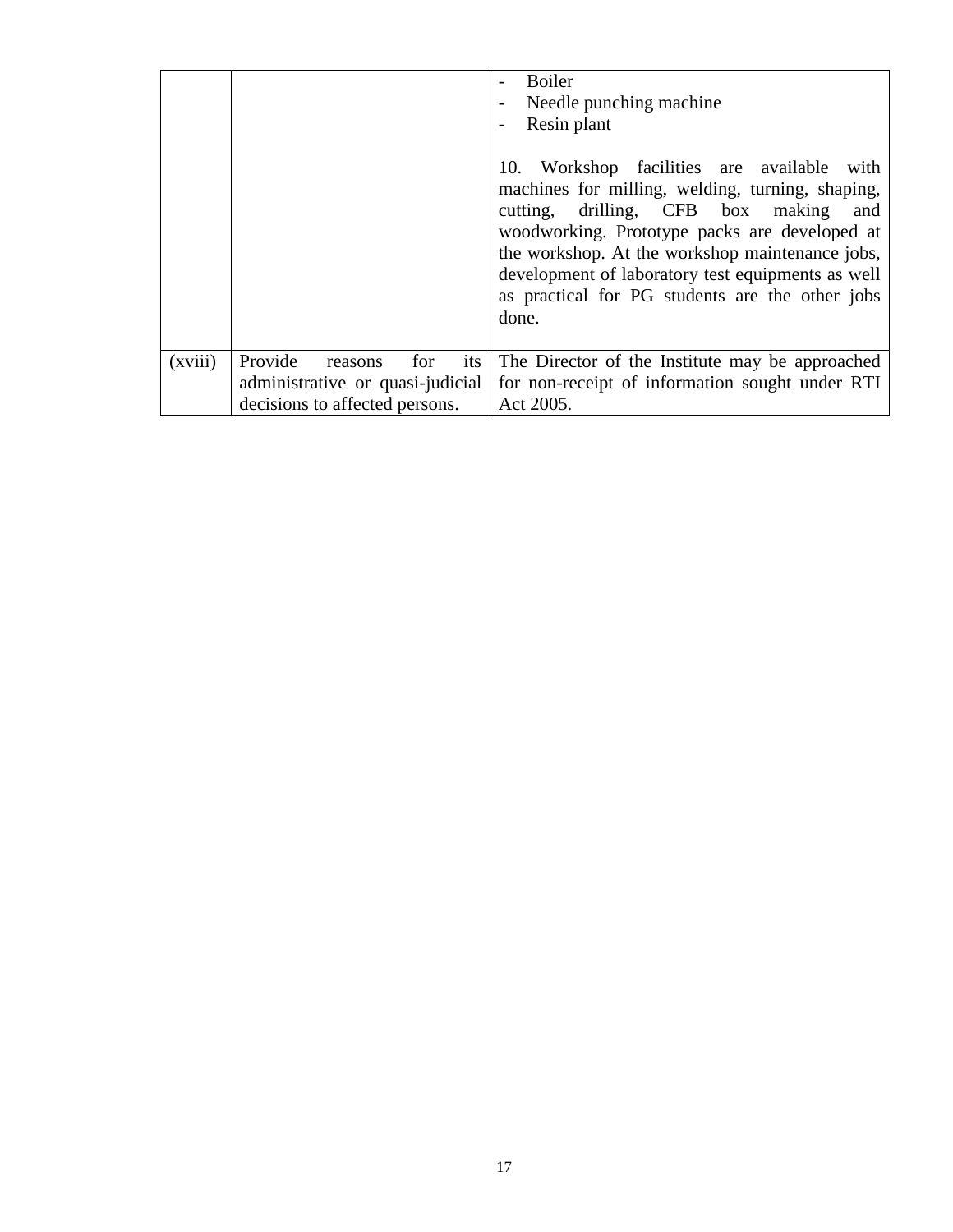| | | |
|---|---|---|
| | | - Boiler<br>- Needle punching machine<br>- Resin plant<br><br>10. Workshop facilities are available with machines for milling, welding, turning, shaping, cutting, drilling, CFB box making and woodworking. Prototype packs are developed at the workshop. At the workshop maintenance jobs, development of laboratory test equipments as well as practical for PG students are the other jobs done. |
| (xviii) | Provide reasons for its administrative or quasi-judicial decisions to affected persons. | The Director of the Institute may be approached for non-receipt of information sought under RTI Act 2005. |